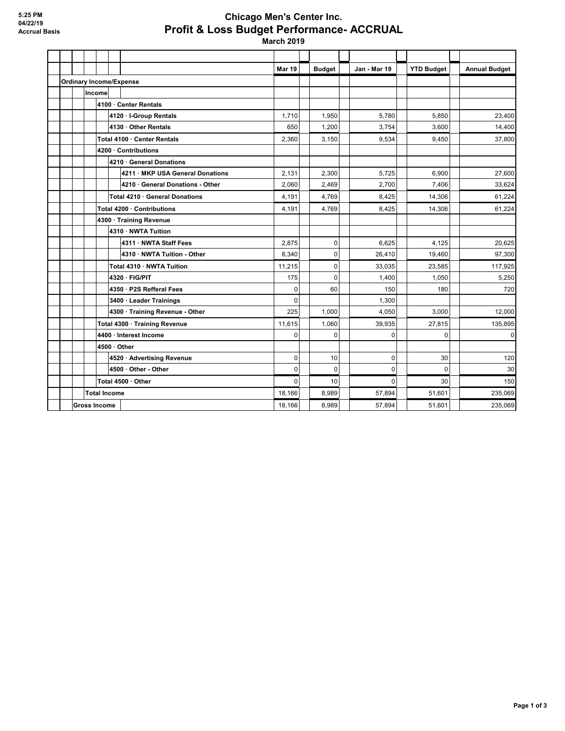5:25 PM
04/22/19
Accrual Basis

# Chicago Men's Center Inc.
## Profit & Loss Budget Performance- ACCRUAL
### March 2019

| | Mar 19 | Budget | Jan - Mar 19 | YTD Budget | Annual Budget |
|---|---|---|---|---|---|
| **Ordinary Income/Expense** | | | | | |
| **Income** | | | | | |
| **4100 · Center Rentals** | | | | | |
| **4120 · I-Group Rentals** | 1,710 | 1,950 | 5,780 | 5,850 | 23,400 |
| **4130 · Other Rentals** | 650 | 1,200 | 3,754 | 3,600 | 14,400 |
| **Total 4100 · Center Rentals** | 2,360 | 3,150 | 9,534 | 9,450 | 37,800 |
| **4200 · Contributions** | | | | | |
| **4210 · General Donations** | | | | | |
| **4211 · MKP USA General Donations** | 2,131 | 2,300 | 5,725 | 6,900 | 27,600 |
| **4210 · General Donations - Other** | 2,060 | 2,469 | 2,700 | 7,406 | 33,624 |
| **Total 4210 · General Donations** | 4,191 | 4,769 | 8,425 | 14,306 | 61,224 |
| **Total 4200 · Contributions** | 4,191 | 4,769 | 8,425 | 14,306 | 61,224 |
| **4300 · Training Revenue** | | | | | |
| **4310 · NWTA Tuition** | | | | | |
| **4311 · NWTA Staff Fees** | 2,875 | 0 | 6,625 | 4,125 | 20,625 |
| **4310 · NWTA Tuition - Other** | 8,340 | 0 | 26,410 | 19,460 | 97,300 |
| **Total 4310 · NWTA Tuition** | 11,215 | 0 | 33,035 | 23,585 | 117,925 |
| **4320 · FIG/PIT** | 175 | 0 | 1,400 | 1,050 | 5,250 |
| **4350 · P2S Refferal Fees** | 0 | 60 | 150 | 180 | 720 |
| **3400 · Leader Trainings** | 0 | | 1,300 | | |
| **4300 · Training Revenue - Other** | 225 | 1,000 | 4,050 | 3,000 | 12,000 |
| **Total 4300 · Training Revenue** | 11,615 | 1,060 | 39,935 | 27,815 | 135,895 |
| **4400 · Interest Income** | 0 | 0 | 0 | 0 | 0 |
| **4500 · Other** | | | | | |
| **4520 · Advertising Revenue** | 0 | 10 | 0 | 30 | 120 |
| **4500 · Other - Other** | 0 | 0 | 0 | 0 | 30 |
| **Total 4500 · Other** | 0 | 10 | 0 | 30 | 150 |
| **Total Income** | 18,166 | 8,989 | 57,894 | 51,601 | 235,069 |
| **Gross Income** | 18,166 | 8,989 | 57,894 | 51,601 | 235,069 |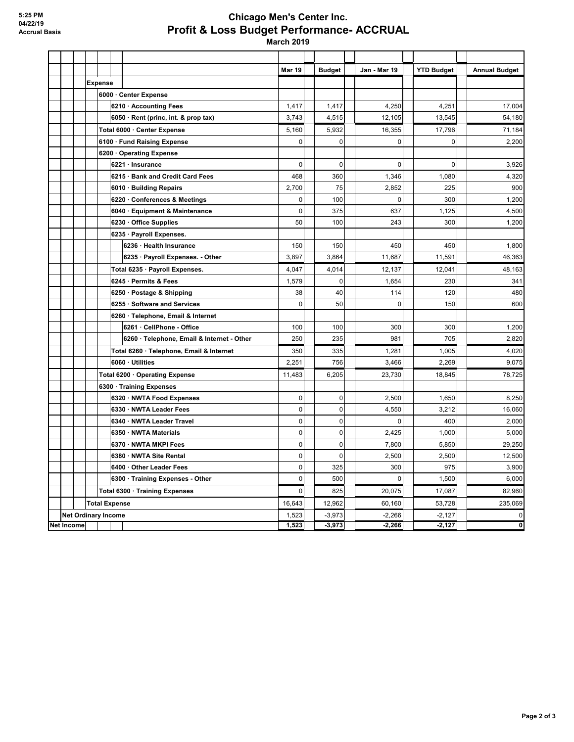5:25 PM
04/22/19
Accrual Basis

# Chicago Men's Center Inc.
## Profit & Loss Budget Performance- ACCRUAL
### March 2019

| | Mar 19 | Budget | Jan - Mar 19 | YTD Budget | Annual Budget |
|---|---|---|---|---|---|
| **Expense** | | | | | |
| **6000 · Center Expense** | | | | | |
| **6210 · Accounting Fees** | 1,417 | 1,417 | 4,250 | 4,251 | 17,004 |
| **6050 · Rent (princ, int. & prop tax)** | 3,743 | 4,515 | 12,105 | 13,545 | 54,180 |
| **Total 6000 · Center Expense** | 5,160 | 5,932 | 16,355 | 17,796 | 71,184 |
| **6100 · Fund Raising Expense** | 0 | 0 | 0 | 0 | 2,200 |
| **6200 · Operating Expense** | | | | | |
| **6221 · Insurance** | 0 | 0 | 0 | 0 | 3,926 |
| **6215 · Bank and Credit Card Fees** | 468 | 360 | 1,346 | 1,080 | 4,320 |
| **6010 · Building Repairs** | 2,700 | 75 | 2,852 | 225 | 900 |
| **6220 · Conferences & Meetings** | 0 | 100 | 0 | 300 | 1,200 |
| **6040 · Equipment & Maintenance** | 0 | 375 | 637 | 1,125 | 4,500 |
| **6230 · Office Supplies** | 50 | 100 | 243 | 300 | 1,200 |
| **6235 · Payroll Expenses.** | | | | | |
| **6236 · Health Insurance** | 150 | 150 | 450 | 450 | 1,800 |
| **6235 · Payroll Expenses. - Other** | 3,897 | 3,864 | 11,687 | 11,591 | 46,363 |
| **Total 6235 · Payroll Expenses.** | 4,047 | 4,014 | 12,137 | 12,041 | 48,163 |
| **6245 · Permits & Fees** | 1,579 | 0 | 1,654 | 230 | 341 |
| **6250 · Postage & Shipping** | 38 | 40 | 114 | 120 | 480 |
| **6255 · Software and Services** | 0 | 50 | 0 | 150 | 600 |
| **6260 · Telephone, Email & Internet** | | | | | |
| **6261 · CellPhone - Office** | 100 | 100 | 300 | 300 | 1,200 |
| **6260 · Telephone, Email & Internet - Other** | 250 | 235 | 981 | 705 | 2,820 |
| **Total 6260 · Telephone, Email & Internet** | 350 | 335 | 1,281 | 1,005 | 4,020 |
| **6060 · Utilities** | 2,251 | 756 | 3,466 | 2,269 | 9,075 |
| **Total 6200 · Operating Expense** | 11,483 | 6,205 | 23,730 | 18,845 | 78,725 |
| **6300 · Training Expenses** | | | | | |
| **6320 · NWTA Food Expenses** | 0 | 0 | 2,500 | 1,650 | 8,250 |
| **6330 · NWTA Leader Fees** | 0 | 0 | 4,550 | 3,212 | 16,060 |
| **6340 · NWTA Leader Travel** | 0 | 0 | 0 | 400 | 2,000 |
| **6350 · NWTA Materials** | 0 | 0 | 2,425 | 1,000 | 5,000 |
| **6370 · NWTA MKPI Fees** | 0 | 0 | 7,800 | 5,850 | 29,250 |
| **6380 · NWTA Site Rental** | 0 | 0 | 2,500 | 2,500 | 12,500 |
| **6400 · Other Leader Fees** | 0 | 325 | 300 | 975 | 3,900 |
| **6300 · Training Expenses - Other** | 0 | 500 | 0 | 1,500 | 6,000 |
| **Total 6300 · Training Expenses** | 0 | 825 | 20,075 | 17,087 | 82,960 |
| **Total Expense** | 16,643 | 12,962 | 60,160 | 53,728 | 235,069 |
| **Net Ordinary Income** | 1,523 | -3,973 | -2,266 | -2,127 | 0 |
| **Net Income** | **1,523** | **-3,973** | **-2,266** | **-2,127** | **0** |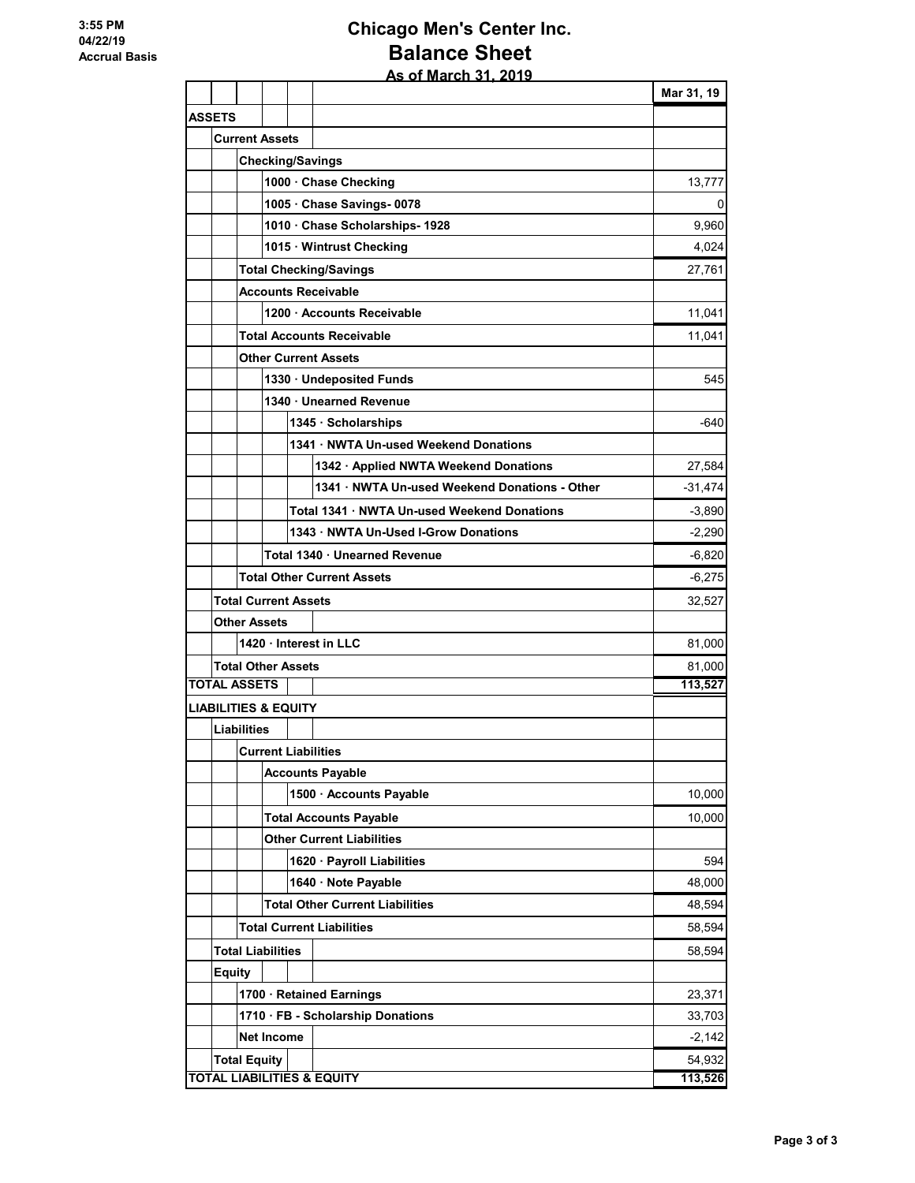3:55 PM
04/22/19
Accrual Basis

# Chicago Men's Center Inc.
# Balance Sheet
## As of March 31, 2019

| | Mar 31, 19 |
|---|---|
| **ASSETS** | |
| **Current Assets** | |
| **Checking/Savings** | |
| **1000 · Chase Checking** | 13,777 |
| **1005 · Chase Savings- 0078** | 0 |
| **1010 · Chase Scholarships- 1928** | 9,960 |
| **1015 · Wintrust Checking** | 4,024 |
| **Total Checking/Savings** | 27,761 |
| **Accounts Receivable** | |
| **1200 · Accounts Receivable** | 11,041 |
| **Total Accounts Receivable** | 11,041 |
| **Other Current Assets** | |
| **1330 · Undeposited Funds** | 545 |
| **1340 · Unearned Revenue** | |
| **1345 · Scholarships** | -640 |
| **1341 · NWTA Un-used Weekend Donations** | |
| **1342 · Applied NWTA Weekend Donations** | 27,584 |
| **1341 · NWTA Un-used Weekend Donations - Other** | -31,474 |
| **Total 1341 · NWTA Un-used Weekend Donations** | -3,890 |
| **1343 · NWTA Un-Used I-Grow Donations** | -2,290 |
| **Total 1340 · Unearned Revenue** | -6,820 |
| **Total Other Current Assets** | -6,275 |
| **Total Current Assets** | 32,527 |
| **Other Assets** | |
| **1420 · Interest in LLC** | 81,000 |
| **Total Other Assets** | 81,000 |
| **TOTAL ASSETS** | **113,527** |
| **LIABILITIES & EQUITY** | |
| **Liabilities** | |
| **Current Liabilities** | |
| **Accounts Payable** | |
| **1500 · Accounts Payable** | 10,000 |
| **Total Accounts Payable** | 10,000 |
| **Other Current Liabilities** | |
| **1620 · Payroll Liabilities** | 594 |
| **1640 · Note Payable** | 48,000 |
| **Total Other Current Liabilities** | 48,594 |
| **Total Current Liabilities** | 58,594 |
| **Total Liabilities** | 58,594 |
| **Equity** | |
| **1700 · Retained Earnings** | 23,371 |
| **1710 · FB - Scholarship Donations** | 33,703 |
| **Net Income** | -2,142 |
| **Total Equity** | 54,932 |
| **TOTAL LIABILITIES & EQUITY** | **113,526** |